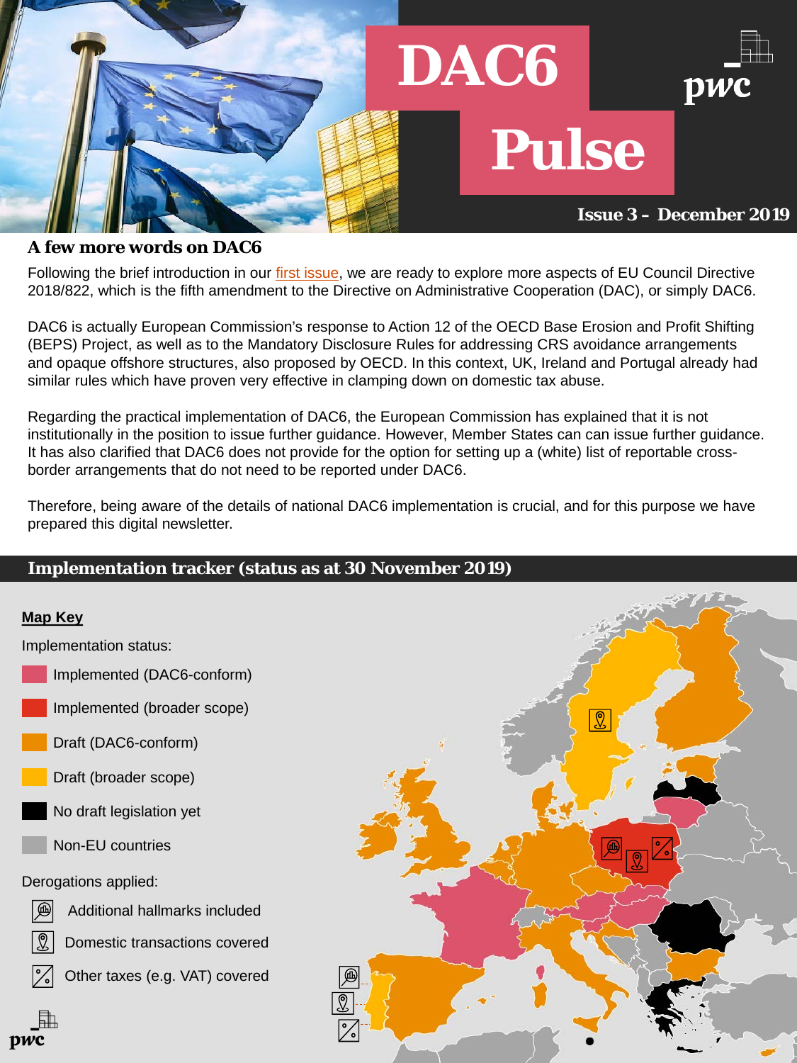# DAC6 Pulse

**Issue 3 – December 2019**

## A few more words on DAC6

Following the brief introduction in our first issue, we are ready to explore more aspects of EU Council Directive 2018/822, which is the fifth amendment to the Directive on Administrative Cooperation (DAC), or simply DAC6.

DAC6 is actually European Commission's response to Action 12 of the OECD Base Erosion and Profit Shifting (BEPS) Project, as well as to the Mandatory Disclosure Rules for addressing CRS avoidance arrangements and opaque offshore structures, also proposed by OECD. In this context, UK, Ireland and Portugal already had similar rules which have proven very effective in clamping down on domestic tax abuse.

Regarding the practical implementation of DAC6, the European Commission has explained that it is not institutionally in the position to issue further guidance. However, Member States can can issue further guidance. It has also clarified that DAC6 does not provide for the option for setting up a (white) list of reportable cross-border arrangements that do not need to be reported under DAC6.

Therefore, being aware of the details of national DAC6 implementation is crucial, and for this purpose we have prepared this digital newsletter.

## Implementation tracker (status as at 30 November 2019)

**Map Key**

Implementation status:

- Implemented (DAC6-conform)
- Implemented (broader scope)
- Draft (DAC6-conform)
- Draft (broader scope)
- No draft legislation yet
- Non-EU countries

Derogations applied:

- Additional hallmarks included
- Domestic transactions covered
- Other taxes (e.g. VAT) covered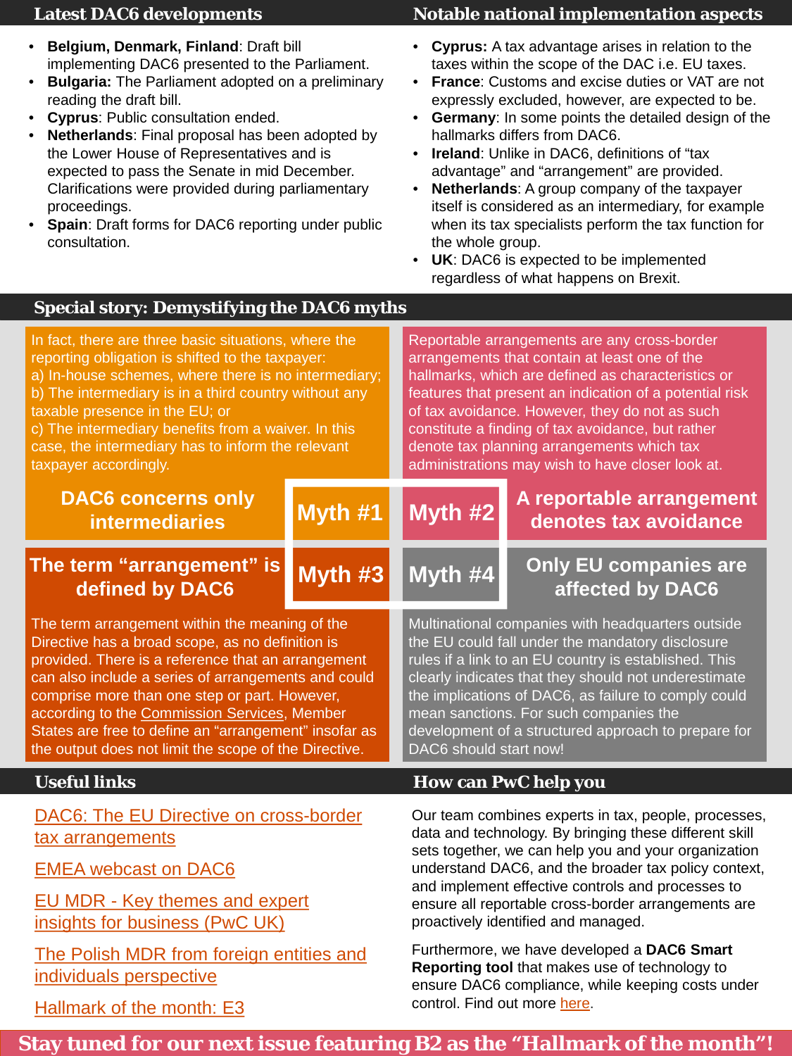## Latest DAC6 developments

- **Belgium, Denmark, Finland**: Draft bill implementing DAC6 presented to the Parliament.
- **Bulgaria:** The Parliament adopted on a preliminary reading the draft bill.
- **Cyprus**: Public consultation ended.
- **Netherlands**: Final proposal has been adopted by the Lower House of Representatives and is expected to pass the Senate in mid December. Clarifications were provided during parliamentary proceedings.
- **Spain**: Draft forms for DAC6 reporting under public consultation.

## Notable national implementation aspects

- **Cyprus:** A tax advantage arises in relation to the taxes within the scope of the DAC i.e. EU taxes.
- **France**: Customs and excise duties or VAT are not expressly excluded, however, are expected to be.
- **Germany**: In some points the detailed design of the hallmarks differs from DAC6.
- **Ireland**: Unlike in DAC6, definitions of "tax advantage" and "arrangement" are provided.
- **Netherlands**: A group company of the taxpayer itself is considered as an intermediary, for example when its tax specialists perform the tax function for the whole group.
- **UK**: DAC6 is expected to be implemented regardless of what happens on Brexit.

## Special story: Demystifying the DAC6 myths

### Myth #1: DAC6 concerns only intermediaries

In fact, there are three basic situations, where the reporting obligation is shifted to the taxpayer:
a) In-house schemes, where there is no intermediary;
b) The intermediary is in a third country without any taxable presence in the EU; or
c) The intermediary benefits from a waiver. In this case, the intermediary has to inform the relevant taxpayer accordingly.

### Myth #2: A reportable arrangement denotes tax avoidance

Reportable arrangements are any cross-border arrangements that contain at least one of the hallmarks, which are defined as characteristics or features that present an indication of a potential risk of tax avoidance. However, they do not as such constitute a finding of tax avoidance, but rather denote tax planning arrangements which tax administrations may wish to have closer look at.

### Myth #3: The term "arrangement" is defined by DAC6

The term arrangement within the meaning of the Directive has a broad scope, as no definition is provided. There is a reference that an arrangement can also include a series of arrangements and could comprise more than one step or part. However, according to the Commission Services, Member States are free to define an "arrangement" insofar as the output does not limit the scope of the Directive.

### Myth #4: Only EU companies are affected by DAC6

Multinational companies with headquarters outside the EU could fall under the mandatory disclosure rules if a link to an EU country is established. This clearly indicates that they should not underestimate the implications of DAC6, as failure to comply could mean sanctions. For such companies the development of a structured approach to prepare for DAC6 should start now!

## Useful links

- DAC6: The EU Directive on cross-border tax arrangements
- EMEA webcast on DAC6
- EU MDR - Key themes and expert insights for business (PwC UK)
- The Polish MDR from foreign entities and individuals perspective
- Hallmark of the month: E3

## How can PwC help you

Our team combines experts in tax, people, processes, data and technology. By bringing these different skill sets together, we can help you and your organization understand DAC6, and the broader tax policy context, and implement effective controls and processes to ensure all reportable cross-border arrangements are proactively identified and managed.

Furthermore, we have developed a **DAC6 Smart Reporting tool** that makes use of technology to ensure DAC6 compliance, while keeping costs under control. Find out more here.

**Stay tuned for our next issue featuring B2 as the "Hallmark of the month"!**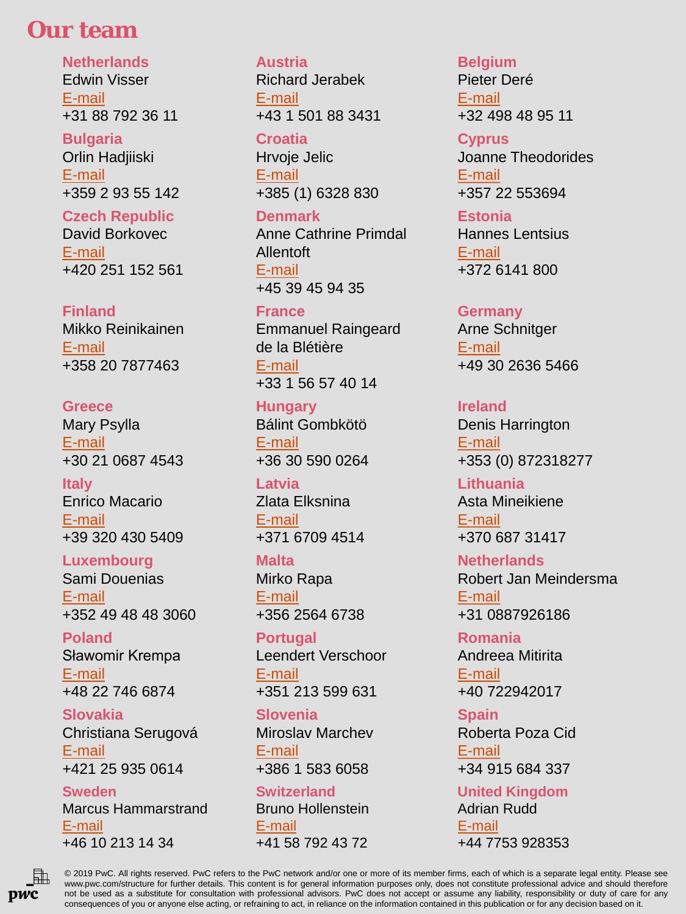# Our team

**Netherlands**
Edwin Visser
E-mail
+31 88 792 36 11

**Austria**
Richard Jerabek
E-mail
+43 1 501 88 3431

**Belgium**
Pieter Deré
E-mail
+32 498 48 95 11

**Bulgaria**
Orlin Hadjiiski
E-mail
+359 2 93 55 142

**Croatia**
Hrvoje Jelic
E-mail
+385 (1) 6328 830

**Cyprus**
Joanne Theodorides
E-mail
+357 22 553694

**Czech Republic**
David Borkovec
E-mail
+420 251 152 561

**Denmark**
Anne Cathrine Primdal Allentoft
E-mail
+45 39 45 94 35

**Estonia**
Hannes Lentsius
E-mail
+372 6141 800

**Finland**
Mikko Reinikainen
E-mail
+358 20 7877463

**France**
Emmanuel Raingeard de la Blétière
E-mail
+33 1 56 57 40 14

**Germany**
Arne Schnitger
E-mail
+49 30 2636 5466

**Greece**
Mary Psylla
E-mail
+30 21 0687 4543

**Hungary**
Bálint Gombkötö
E-mail
+36 30 590 0264

**Ireland**
Denis Harrington
E-mail
+353 (0) 872318277

**Italy**
Enrico Macario
E-mail
+39 320 430 5409

**Latvia**
Zlata Elksnina
E-mail
+371 6709 4514

**Lithuania**
Asta Mineikiene
E-mail
+370 687 31417

**Luxembourg**
Sami Douenias
E-mail
+352 49 48 48 3060

**Malta**
Mirko Rapa
E-mail
+356 2564 6738

**Netherlands**
Robert Jan Meindersma
E-mail
+31 0887926186

**Poland**
Sławomir Krempa
E-mail
+48 22 746 6874

**Portugal**
Leendert Verschoor
E-mail
+351 213 599 631

**Romania**
Andreea Mitirita
E-mail
+40 722942017

**Slovakia**
Christiana Serugová
E-mail
+421 25 935 0614

**Slovenia**
Miroslav Marchev
E-mail
+386 1 583 6058

**Spain**
Roberta Poza Cid
E-mail
+34 915 684 337

**Sweden**
Marcus Hammarstrand
E-mail
+46 10 213 14 34

**Switzerland**
Bruno Hollenstein
E-mail
+41 58 792 43 72

**United Kingdom**
Adrian Rudd
E-mail
+44 7753 928353

© 2019 PwC. All rights reserved. PwC refers to the PwC network and/or one or more of its member firms, each of which is a separate legal entity. Please see www.pwc.com/structure for further details. This content is for general information purposes only, does not constitute professional advice and should therefore not be used as a substitute for consultation with professional advisors. PwC does not accept or assume any liability, responsibility or duty of care for any consequences of you or anyone else acting, or refraining to act, in reliance on the information contained in this publication or for any decision based on it.